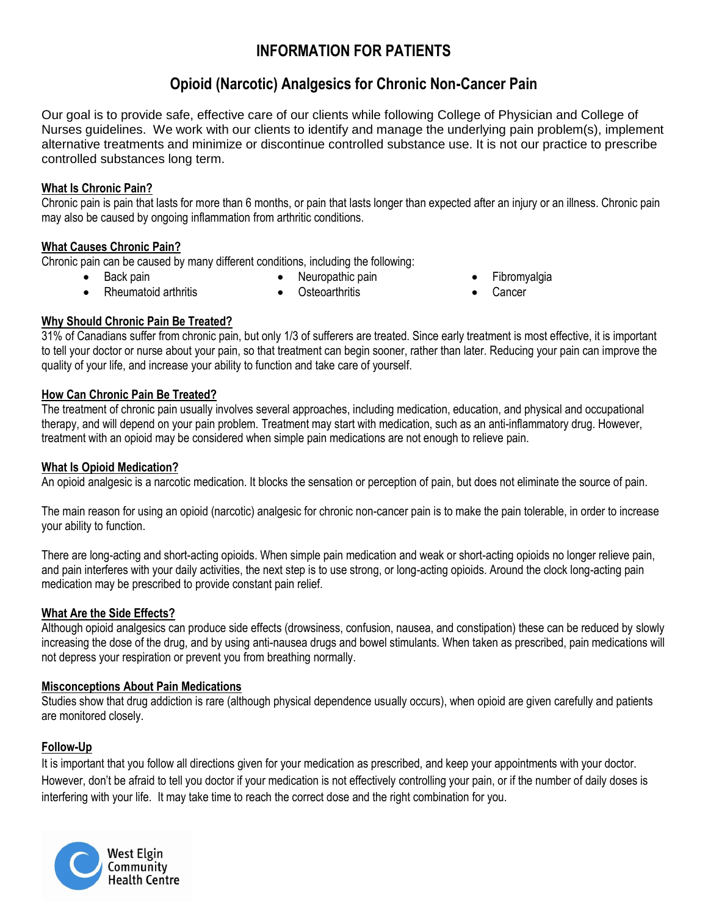# INFORMATION FOR PATIENTS

## Opioid (Narcotic) Analgesics for Chronic Non-Cancer Pain

Our goal is to provide safe, effective care of our clients while following College of Physician and College of Nurses guidelines. We work with our clients to identify and manage the underlying pain problem(s), implement alternative treatments and minimize or discontinue controlled substance use. It is not our practice to prescribe controlled substances long term.

### What Is Chronic Pain?

Chronic pain is pain that lasts for more than 6 months, or pain that lasts longer than expected after an injury or an illness. Chronic pain may also be caused by ongoing inflammation from arthritic conditions.

### What Causes Chronic Pain?

Chronic pain can be caused by many different conditions, including the following:

- Back pain
- Rheumatoid arthritis
- Neuropathic pain
- Osteoarthritis
- Fibromyalgia
- Cancer

### Why Should Chronic Pain Be Treated?

31% of Canadians suffer from chronic pain, but only 1/3 of sufferers are treated. Since early treatment is most effective, it is important to tell your doctor or nurse about your pain, so that treatment can begin sooner, rather than later. Reducing your pain can improve the quality of your life, and increase your ability to function and take care of yourself.

### How Can Chronic Pain Be Treated?

The treatment of chronic pain usually involves several approaches, including medication, education, and physical and occupational therapy, and will depend on your pain problem. Treatment may start with medication, such as an anti-inflammatory drug. However, treatment with an opioid may be considered when simple pain medications are not enough to relieve pain.

### What Is Opioid Medication?

An opioid analgesic is a narcotic medication. It blocks the sensation or perception of pain, but does not eliminate the source of pain.

The main reason for using an opioid (narcotic) analgesic for chronic non-cancer pain is to make the pain tolerable, in order to increase your ability to function.

There are long-acting and short-acting opioids. When simple pain medication and weak or short-acting opioids no longer relieve pain, and pain interferes with your daily activities, the next step is to use strong, or long-acting opioids. Around the clock long-acting pain medication may be prescribed to provide constant pain relief.

### What Are the Side Effects?

Although opioid analgesics can produce side effects (drowsiness, confusion, nausea, and constipation) these can be reduced by slowly increasing the dose of the drug, and by using anti-nausea drugs and bowel stimulants. When taken as prescribed, pain medications will not depress your respiration or prevent you from breathing normally.

### Misconceptions About Pain Medications

Studies show that drug addiction is rare (although physical dependence usually occurs), when opioid are given carefully and patients are monitored closely.

### Follow-Up

It is important that you follow all directions given for your medication as prescribed, and keep your appointments with your doctor. However, don't be afraid to tell you doctor if your medication is not effectively controlling your pain, or if the number of daily doses is interfering with your life. It may take time to reach the correct dose and the right combination for you.

West Elgin Community Health Centre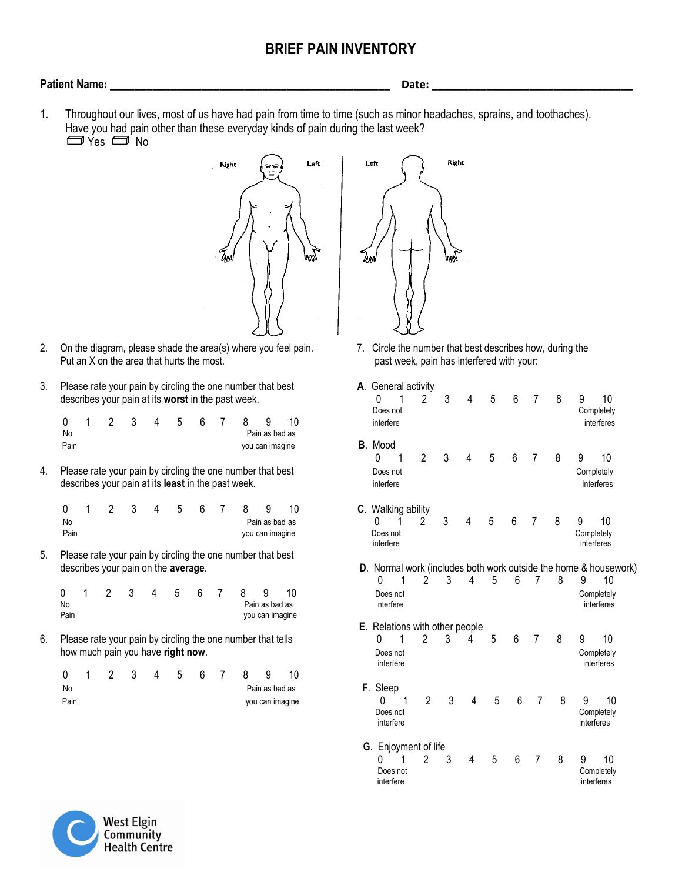# BRIEF PAIN INVENTORY

**Patient Name:** ______________________________ **Date:** ______________________

1. Throughout our lives, most of us have had pain from time to time (such as minor headaches, sprains, and toothaches). Have you had pain other than these everyday kinds of pain during the last week?
   ☐ Yes ☐ No

Right Left | Left Right

2. On the diagram, please shade the area(s) where you feel pain. Put an X on the area that hurts the most.

3. Please rate your pain by circling the one number that best describes your pain at its **worst** in the past week.

   0 1 2 3 4 5 6 7 8 9 10
   No Pain — Pain as bad as you can imagine

4. Please rate your pain by circling the one number that best describes your pain at its **least** in the past week.

   0 1 2 3 4 5 6 7 8 9 10
   No Pain — Pain as bad as you can imagine

5. Please rate your pain by circling the one number that best describes your pain on the **average**.

   0 1 2 3 4 5 6 7 8 9 10
   No Pain — Pain as bad as you can imagine

6. Please rate your pain by circling the one number that tells how much pain you have **right now**.

   0 1 2 3 4 5 6 7 8 9 10
   No Pain — Pain as bad as you can imagine

7. Circle the number that best describes how, during the past week, pain has interfered with your:

   **A**. General activity
   0 1 2 3 4 5 6 7 8 9 10
   Does not interfere — Completely interferes

   **B**. Mood
   0 1 2 3 4 5 6 7 8 9 10
   Does not interfere — Completely interferes

   **C**. Walking ability
   0 1 2 3 4 5 6 7 8 9 10
   Does not interfere — Completely interferes

   **D**. Normal work (includes both work outside the home & housework)
   0 1 2 3 4 5 6 7 8 9 10
   Does not nterfere — Completely interferes

   **E**. Relations with other people
   0 1 2 3 4 5 6 7 8 9 10
   Does not interfere — Completely interferes

   **F**. Sleep
   0 1 2 3 4 5 6 7 8 9 10
   Does not interfere — Completely interferes

   **G**. Enjoyment of life
   0 1 2 3 4 5 6 7 8 9 10
   Does not interfere — Completely interferes

West Elgin Community Health Centre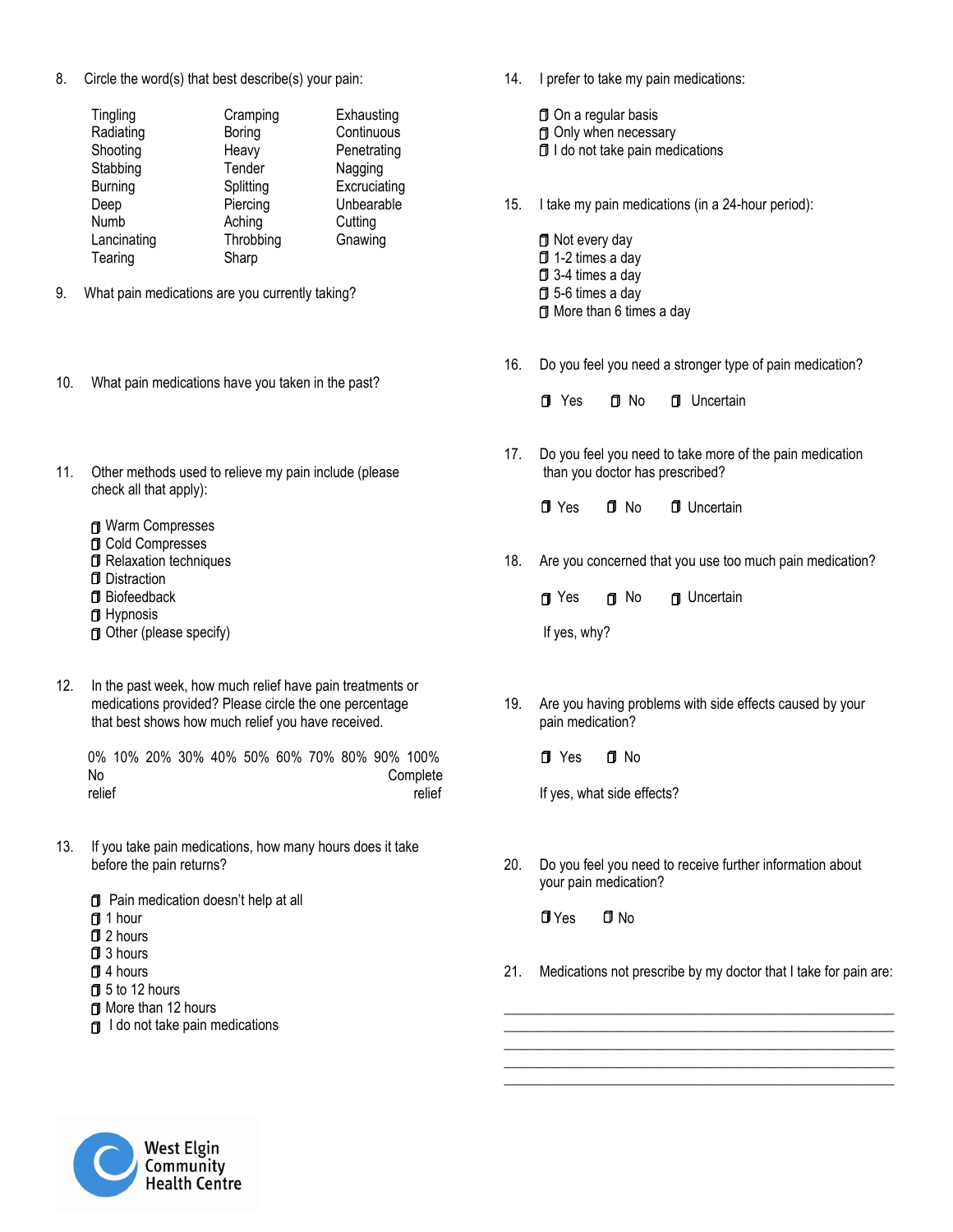8. Circle the word(s) that best describe(s) your pain:

| | | |
|---|---|---|
| Tingling | Cramping | Exhausting |
| Radiating | Boring | Continuous |
| Shooting | Heavy | Penetrating |
| Stabbing | Tender | Nagging |
| Burning | Splitting | Excruciating |
| Deep | Piercing | Unbearable |
| Numb | Aching | Cutting |
| Lancinating | Throbbing | Gnawing |
| Tearing | Sharp | |

9. What pain medications are you currently taking?

10. What pain medications have you taken in the past?

11. Other methods used to relieve my pain include (please check all that apply):

- ☐ Warm Compresses
- ☐ Cold Compresses
- ☐ Relaxation techniques
- ☐ Distraction
- ☐ Biofeedback
- ☐ Hypnosis
- ☐ Other (please specify)

12. In the past week, how much relief have pain treatments or medications provided? Please circle the one percentage that best shows how much relief you have received.

0% 10% 20% 30% 40% 50% 60% 70% 80% 90% 100%

No relief — Complete relief

13. If you take pain medications, how many hours does it take before the pain returns?

- ☐ Pain medication doesn't help at all
- ☐ 1 hour
- ☐ 2 hours
- ☐ 3 hours
- ☐ 4 hours
- ☐ 5 to 12 hours
- ☐ More than 12 hours
- ☐ I do not take pain medications

14. I prefer to take my pain medications:

- ☐ On a regular basis
- ☐ Only when necessary
- ☐ I do not take pain medications

15. I take my pain medications (in a 24-hour period):

- ☐ Not every day
- ☐ 1-2 times a day
- ☐ 3-4 times a day
- ☐ 5-6 times a day
- ☐ More than 6 times a day

16. Do you feel you need a stronger type of pain medication?

☐ Yes ☐ No ☐ Uncertain

17. Do you feel you need to take more of the pain medication than you doctor has prescribed?

☐ Yes ☐ No ☐ Uncertain

18. Are you concerned that you use too much pain medication?

☐ Yes ☐ No ☐ Uncertain

If yes, why?

19. Are you having problems with side effects caused by your pain medication?

☐ Yes ☐ No

If yes, what side effects?

20. Do you feel you need to receive further information about your pain medication?

☐ Yes ☐ No

21. Medications not prescribe by my doctor that I take for pain are:

\_\_\_\_\_\_\_\_\_\_\_\_\_\_\_\_\_\_\_\_\_\_\_\_\_\_\_\_\_\_\_\_\_\_\_\_\_\_\_\_\_\_\_\_

\_\_\_\_\_\_\_\_\_\_\_\_\_\_\_\_\_\_\_\_\_\_\_\_\_\_\_\_\_\_\_\_\_\_\_\_\_\_\_\_\_\_\_\_

\_\_\_\_\_\_\_\_\_\_\_\_\_\_\_\_\_\_\_\_\_\_\_\_\_\_\_\_\_\_\_\_\_\_\_\_\_\_\_\_\_\_\_\_

\_\_\_\_\_\_\_\_\_\_\_\_\_\_\_\_\_\_\_\_\_\_\_\_\_\_\_\_\_\_\_\_\_\_\_\_\_\_\_\_\_\_\_\_

\_\_\_\_\_\_\_\_\_\_\_\_\_\_\_\_\_\_\_\_\_\_\_\_\_\_\_\_\_\_\_\_\_\_\_\_\_\_\_\_\_\_\_\_

West Elgin Community Health Centre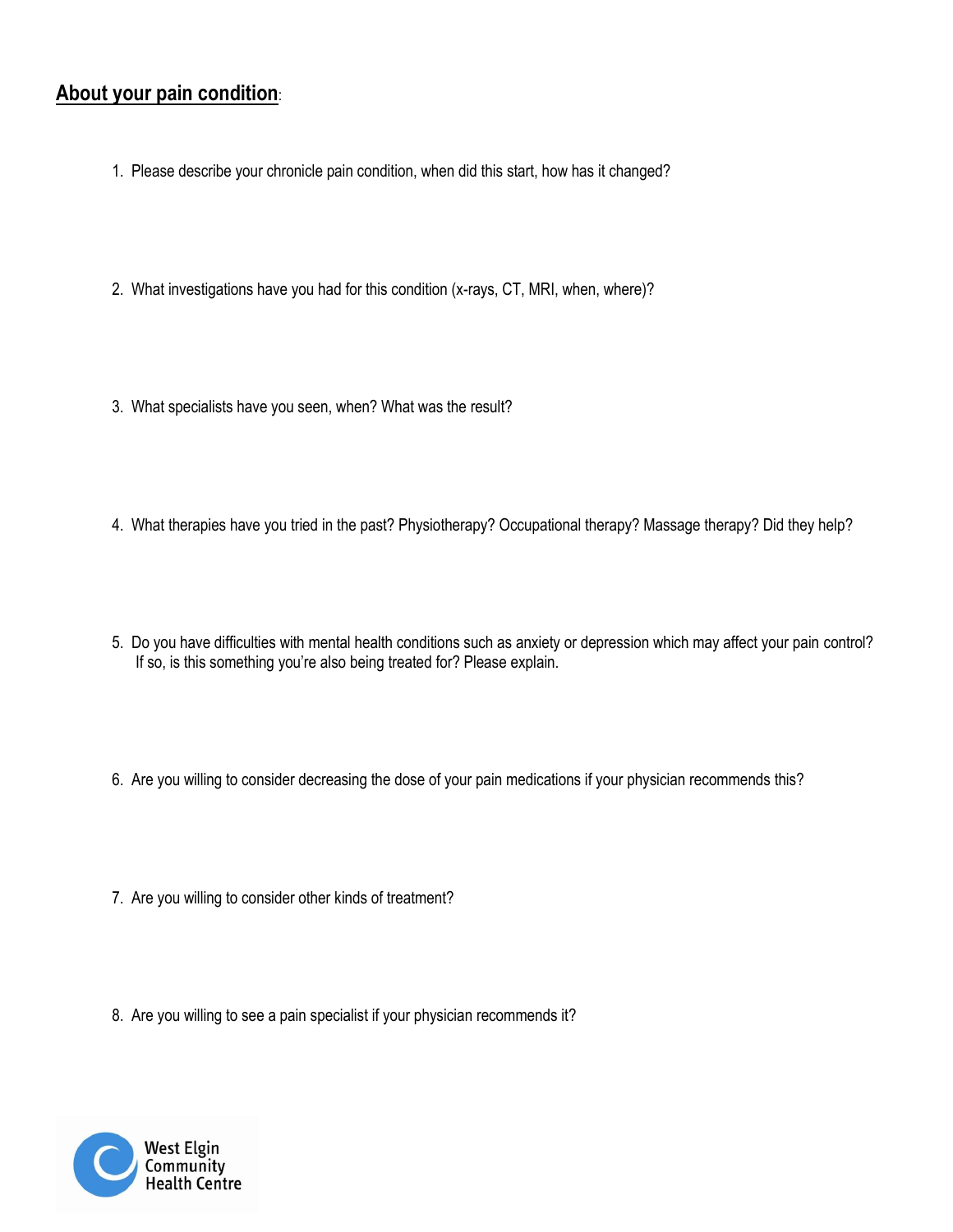## About your pain condition:

1. Please describe your chronicle pain condition, when did this start, how has it changed?

2. What investigations have you had for this condition (x-rays, CT, MRI, when, where)?

3. What specialists have you seen, when? What was the result?

4. What therapies have you tried in the past? Physiotherapy? Occupational therapy? Massage therapy? Did they help?

5. Do you have difficulties with mental health conditions such as anxiety or depression which may affect your pain control? If so, is this something you're also being treated for? Please explain.

6. Are you willing to consider decreasing the dose of your pain medications if your physician recommends this?

7. Are you willing to consider other kinds of treatment?

8. Are you willing to see a pain specialist if your physician recommends it?

West Elgin Community Health Centre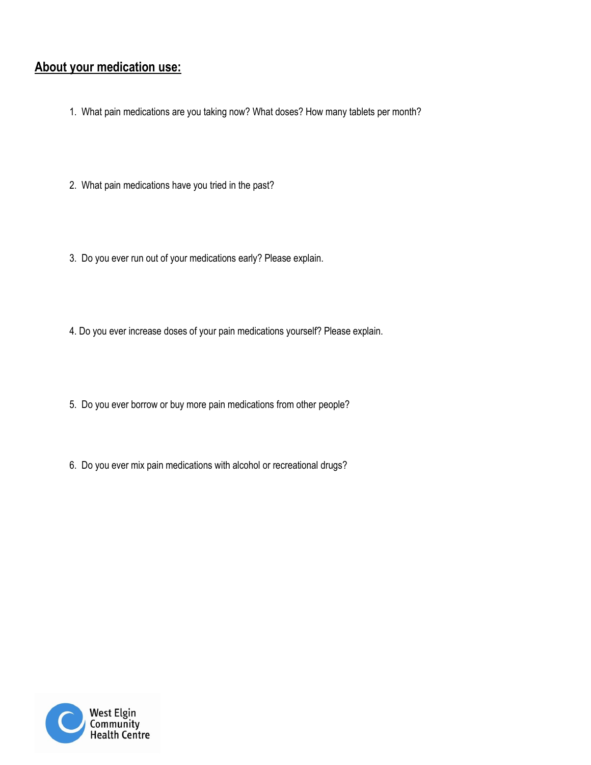## About your medication use:

1. What pain medications are you taking now? What doses? How many tablets per month?

2. What pain medications have you tried in the past?

3. Do you ever run out of your medications early? Please explain.

4. Do you ever increase doses of your pain medications yourself? Please explain.

5. Do you ever borrow or buy more pain medications from other people?

6. Do you ever mix pain medications with alcohol or recreational drugs?

West Elgin Community Health Centre